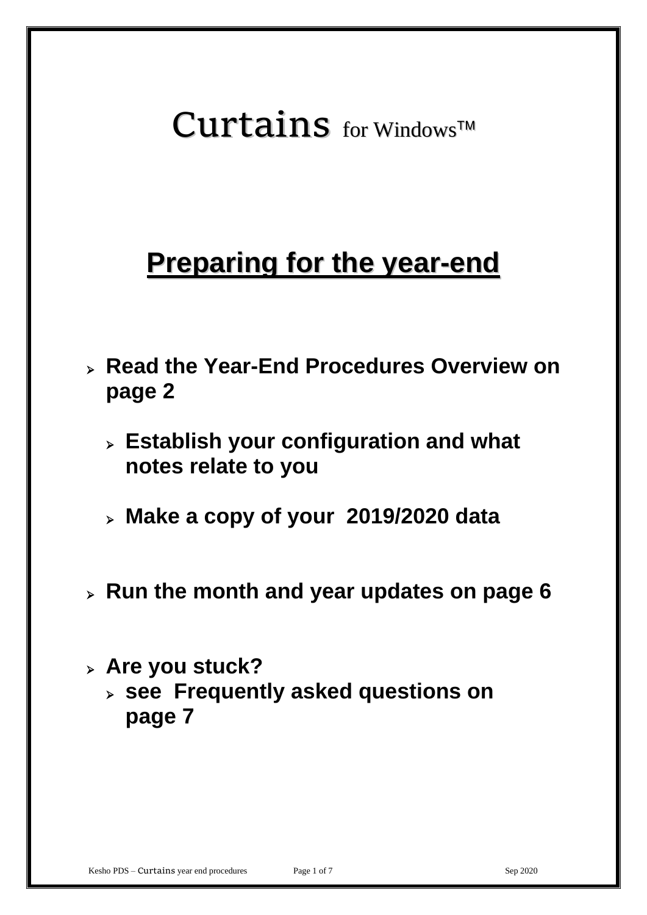# Curtains for Windows™

## Preparing for the year-end

- **Read the Year-End Procedures Overview on page 2**
  - **Establish your configuration and what notes relate to you**
  - **Make a copy of your 2019/2020 data**
- **Run the month and year updates on page 6**
- **Are you stuck?**
  - **see Frequently asked questions on page 7**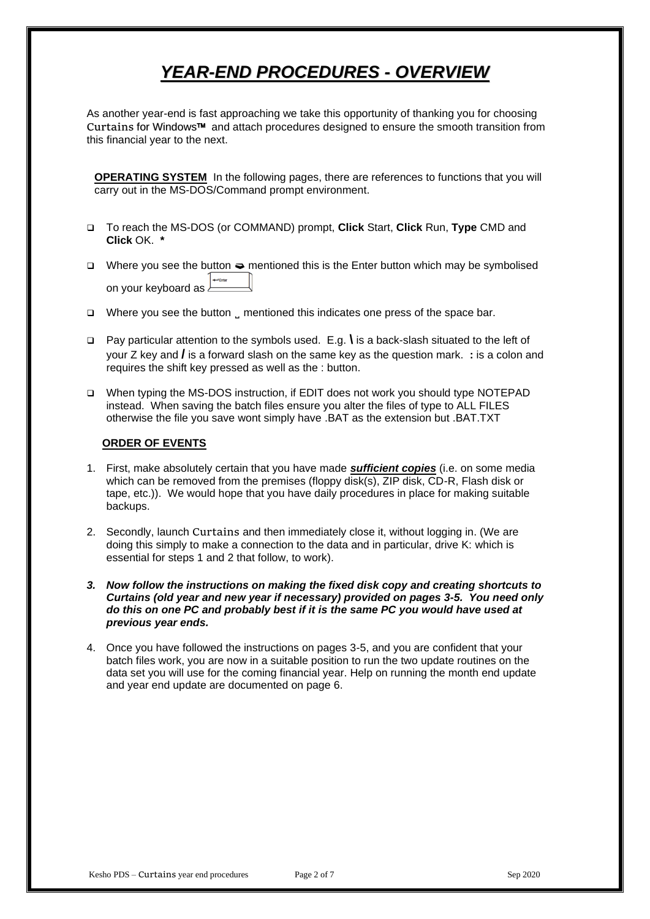# *YEAR-END PROCEDURES - OVERVIEW*

As another year-end is fast approaching we take this opportunity of thanking you for choosing Curtains for Windows™ and attach procedures designed to ensure the smooth transition from this financial year to the next.

**OPERATING SYSTEM** In the following pages, there are references to functions that you will carry out in the MS-DOS/Command prompt environment.

- To reach the MS-DOS (or COMMAND) prompt, **Click** Start, **Click** Run, **Type** CMD and **Click** OK. **\***
- Where you see the button ➭ mentioned this is the Enter button which may be symbolised on your keyboard as ↵Enter
- Where you see the button ˽ mentioned this indicates one press of the space bar.
- Pay particular attention to the symbols used. E.g. **\** is a back-slash situated to the left of your Z key and **/** is a forward slash on the same key as the question mark. **:** is a colon and requires the shift key pressed as well as the : button.
- When typing the MS-DOS instruction, if EDIT does not work you should type NOTEPAD instead. When saving the batch files ensure you alter the files of type to ALL FILES otherwise the file you save wont simply have .BAT as the extension but .BAT.TXT

**ORDER OF EVENTS**

1. First, make absolutely certain that you have made ***sufficient copies*** (i.e. on some media which can be removed from the premises (floppy disk(s), ZIP disk, CD-R, Flash disk or tape, etc.)). We would hope that you have daily procedures in place for making suitable backups.
2. Secondly, launch Curtains and then immediately close it, without logging in. (We are doing this simply to make a connection to the data and in particular, drive K: which is essential for steps 1 and 2 that follow, to work).
3. ***Now follow the instructions on making the fixed disk copy and creating shortcuts to Curtains (old year and new year if necessary) provided on pages 3-5. You need only do this on one PC and probably best if it is the same PC you would have used at previous year ends.***
4. Once you have followed the instructions on pages 3-5, and you are confident that your batch files work, you are now in a suitable position to run the two update routines on the data set you will use for the coming financial year. Help on running the month end update and year end update are documented on page 6.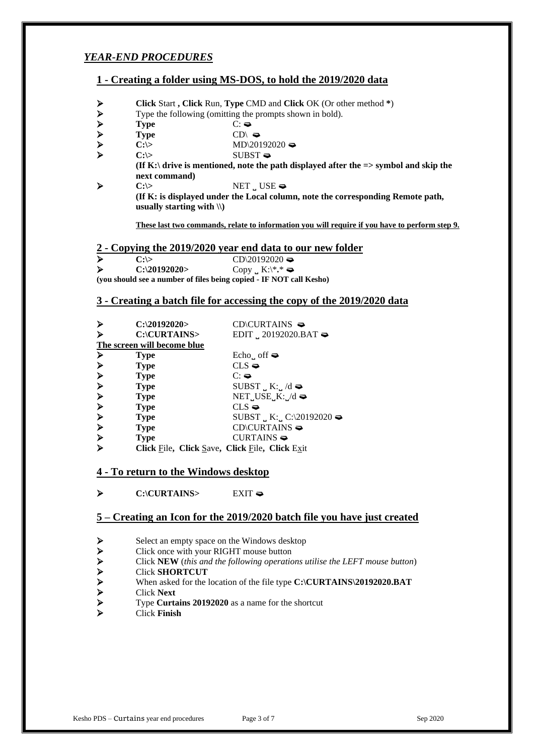## *YEAR-END PROCEDURES*

### 1 - Creating a folder using MS-DOS, to hold the 2019/2020 data

- **Click** Start **, Click** Run, **Type** CMD and **Click** OK (Or other method **\***)
- Type the following (omitting the prompts shown in bold).
- **Type** C: ➫
- **Type** CD\ ➫
- **C:\>** MD\20192020 ➫
- **C:\>** SUBST ➫

  **(If K:\ drive is mentioned, note the path displayed after the => symbol and skip the next command)**
- **C:\>** NET ␣ USE ➫

  **(If K: is displayed under the Local column, note the corresponding Remote path, usually starting with \\)**

  **These last two commands, relate to information you will require if you have to perform step 9.**

### 2 - Copying the 2019/2020 year end data to our new folder

- **C:\>** CD\20192020 ➫
- **C:\20192020>** Copy ␣ K:\*.* ➫

**(you should see a number of files being copied - IF NOT call Kesho)**

### 3 - Creating a batch file for accessing the copy of the 2019/2020 data

- **C:\20192020>** CD\CURTAINS ➫
- **C:\CURTAINS>** EDIT ␣ 20192020.BAT ➫

**The screen will become blue**

- **Type** Echo␣ off ➫
- **Type** CLS ➫
- **Type** C: ➫
- **Type** SUBST ␣ K:␣ /d ➫
- **Type** NET␣USE␣K:␣/d ➫
- **Type** CLS ➫
- **Type** SUBST ␣ K:␣ C:\20192020 ➫
- **Type** CD\CURTAINS ➫
- **Type** CURTAINS ➫
- **Click** File**, Click** Save**, Click** File**, Click** Exit

### 4 - To return to the Windows desktop

- **C:\CURTAINS>** EXIT ➫

### 5 – Creating an Icon for the 2019/2020 batch file you have just created

- Select an empty space on the Windows desktop
- Click once with your RIGHT mouse button
- Click **NEW** (*this and the following operations utilise the LEFT mouse button*)
- Click **SHORTCUT**
- When asked for the location of the file type **C:\CURTAINS\20192020.BAT**
- Click **Next**
- Type **Curtains 20192020** as a name for the shortcut
- Click **Finish**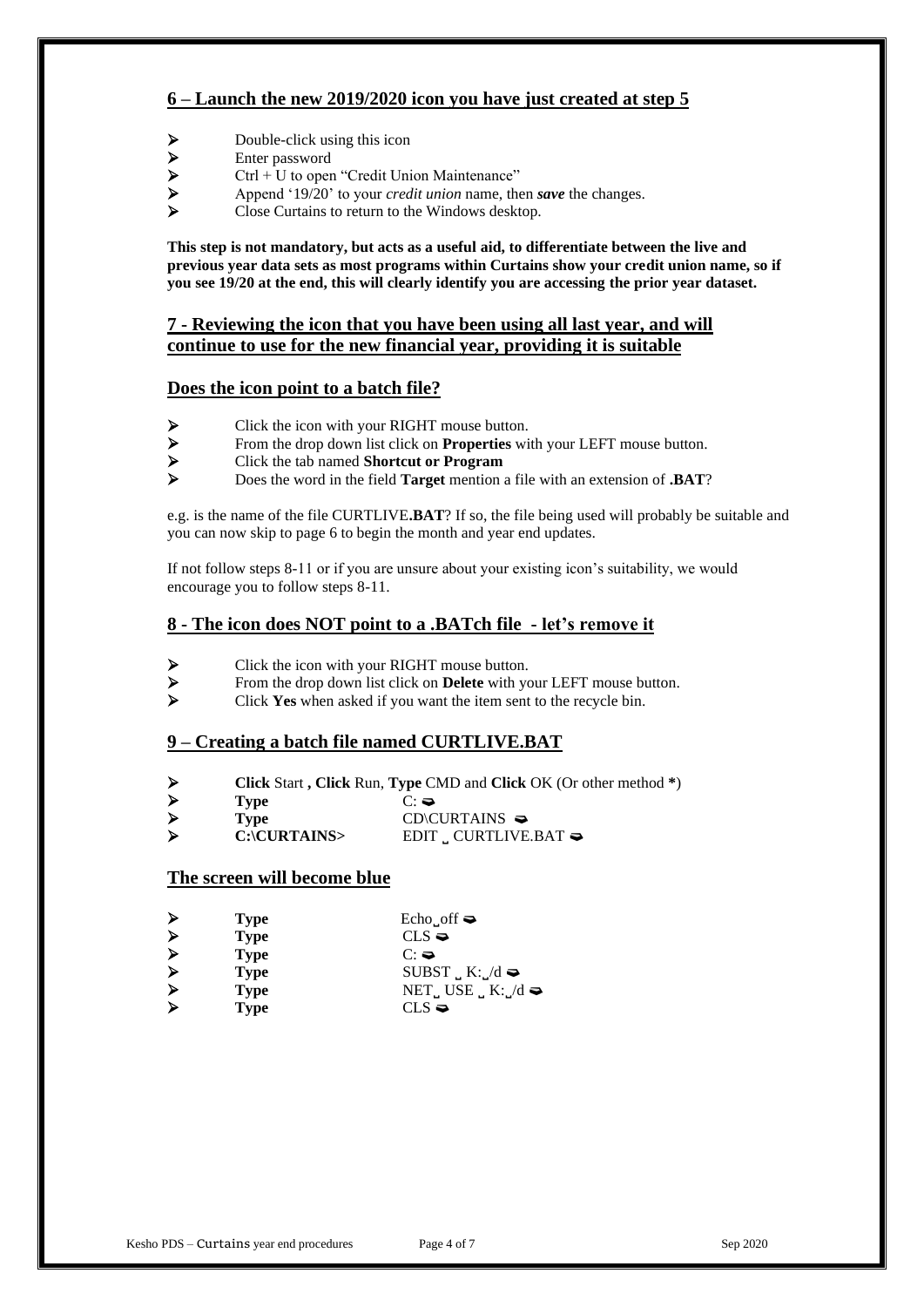## 6 – Launch the new 2019/2020 icon you have just created at step 5

- Double-click using this icon
- Enter password
- Ctrl + U to open "Credit Union Maintenance"
- Append '19/20' to your *credit union* name, then ***save*** the changes.
- Close Curtains to return to the Windows desktop.

**This step is not mandatory, but acts as a useful aid, to differentiate between the live and previous year data sets as most programs within Curtains show your credit union name, so if you see 19/20 at the end, this will clearly identify you are accessing the prior year dataset.**

## 7 - Reviewing the icon that you have been using all last year, and will continue to use for the new financial year, providing it is suitable

## Does the icon point to a batch file?

- Click the icon with your RIGHT mouse button.
- From the drop down list click on **Properties** with your LEFT mouse button.
- Click the tab named **Shortcut or Program**
- Does the word in the field **Target** mention a file with an extension of **.BAT**?

e.g. is the name of the file CURTLIVE**.BAT**? If so, the file being used will probably be suitable and you can now skip to page 6 to begin the month and year end updates.

If not follow steps 8-11 or if you are unsure about your existing icon's suitability, we would encourage you to follow steps 8-11.

## 8 - The icon does NOT point to a .BATch file - let's remove it

- Click the icon with your RIGHT mouse button.
- From the drop down list click on **Delete** with your LEFT mouse button.
- Click **Yes** when asked if you want the item sent to the recycle bin.

## 9 – Creating a batch file named CURTLIVE.BAT

- **Click** Start **, Click** Run, **Type** CMD and **Click** OK (Or other method **\***)
- **Type** C: ➥
- **Type** CD\CURTAINS ➥
- **C:\CURTAINS>** EDIT ˽ CURTLIVE.BAT ➥

## The screen will become blue

- **Type** Echo˽off ➥
- **Type** CLS ➥
- **Type** C: ➥
- **Type** SUBST ˽ K:˽/d ➥
- **Type** NET˽ USE ˽ K:˽/d ➥
- **Type** CLS ➥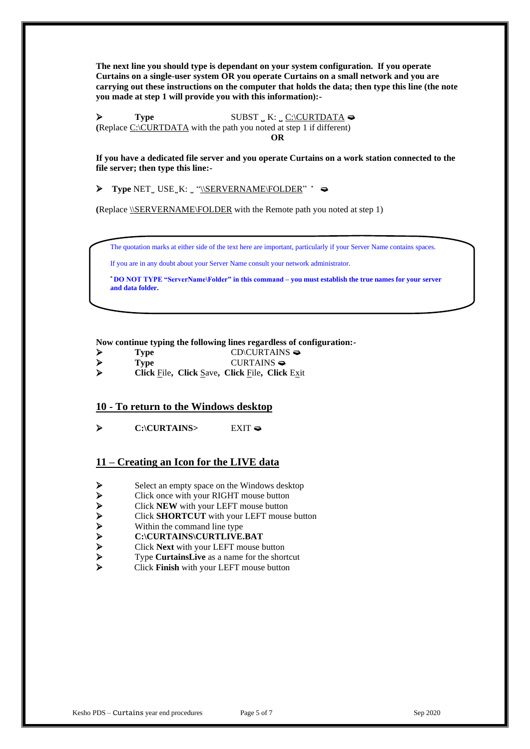**The next line you should type is dependant on your system configuration. If you operate Curtains on a single-user system OR you operate Curtains on a small network and you are carrying out these instructions on the computer that holds the data; then type this line (the note you made at step 1 will provide you with this information):-**

- **Type** SUBST ˽ K: ˽ C:\CURTDATA ➯

(Replace C:\CURTDATA with the path you noted at step 1 if different)

**OR**

**If you have a dedicated file server and you operate Curtains on a work station connected to the file server; then type this line:-**

- **Type** NET˽ USE˽K: ˽ "\\SERVERNAME\FOLDER" * ➯

(Replace \\SERVERNAME\FOLDER with the Remote path you noted at step 1)

> The quotation marks at either side of the text here are important, particularly if your Server Name contains spaces.
>
> If you are in any doubt about your Server Name consult your network administrator.
>
> * **DO NOT TYPE "ServerName\Folder" in this command – you must establish the true names for your server and data folder.**

**Now continue typing the following lines regardless of configuration:-**

- **Type** CD\CURTAINS ➯
- **Type** CURTAINS ➯
- **Click** File**, Click** Save**, Click** File**, Click** Exit

## 10 - To return to the Windows desktop

- **C:\CURTAINS>** EXIT ➯

## 11 – Creating an Icon for the LIVE data

- Select an empty space on the Windows desktop
- Click once with your RIGHT mouse button
- Click **NEW** with your LEFT mouse button
- Click **SHORTCUT** with your LEFT mouse button
- Within the command line type
- **C:\CURTAINS\CURTLIVE.BAT**
- Click **Next** with your LEFT mouse button
- Type **CurtainsLive** as a name for the shortcut
- Click **Finish** with your LEFT mouse button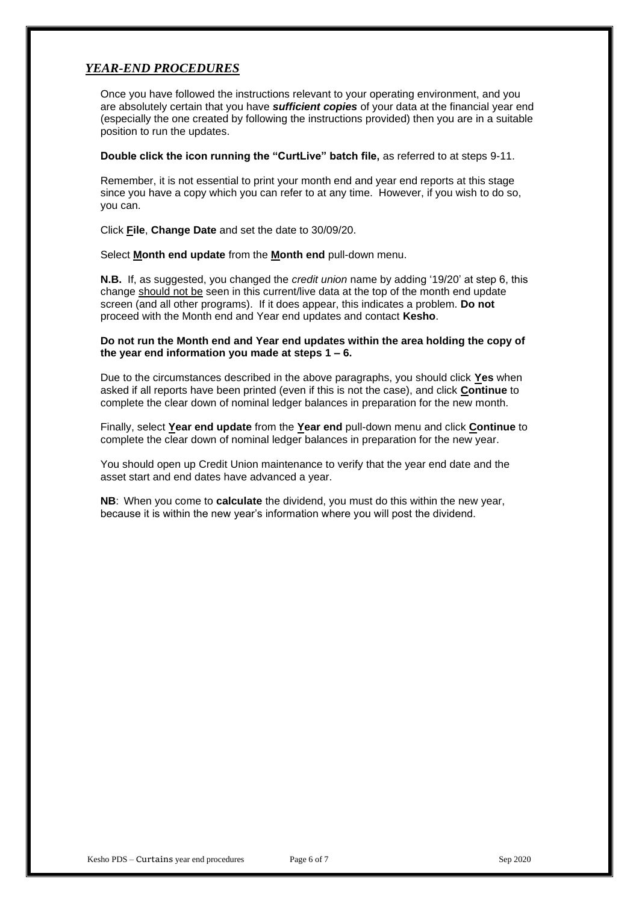## *YEAR-END PROCEDURES*

Once you have followed the instructions relevant to your operating environment, and you are absolutely certain that you have ***sufficient copies*** of your data at the financial year end (especially the one created by following the instructions provided) then you are in a suitable position to run the updates.

**Double click the icon running the "CurtLive" batch file,** as referred to at steps 9-11.

Remember, it is not essential to print your month end and year end reports at this stage since you have a copy which you can refer to at any time. However, if you wish to do so, you can.

Click **File**, **Change Date** and set the date to 30/09/20.

Select **Month end update** from the **Month end** pull-down menu.

**N.B.** If, as suggested, you changed the *credit union* name by adding '19/20' at step 6, this change should not be seen in this current/live data at the top of the month end update screen (and all other programs). If it does appear, this indicates a problem. **Do not** proceed with the Month end and Year end updates and contact **Kesho**.

**Do not run the Month end and Year end updates within the area holding the copy of the year end information you made at steps 1 – 6.**

Due to the circumstances described in the above paragraphs, you should click **Yes** when asked if all reports have been printed (even if this is not the case), and click **Continue** to complete the clear down of nominal ledger balances in preparation for the new month.

Finally, select **Year end update** from the **Year end** pull-down menu and click **Continue** to complete the clear down of nominal ledger balances in preparation for the new year.

You should open up Credit Union maintenance to verify that the year end date and the asset start and end dates have advanced a year.

**NB**: When you come to **calculate** the dividend, you must do this within the new year, because it is within the new year's information where you will post the dividend.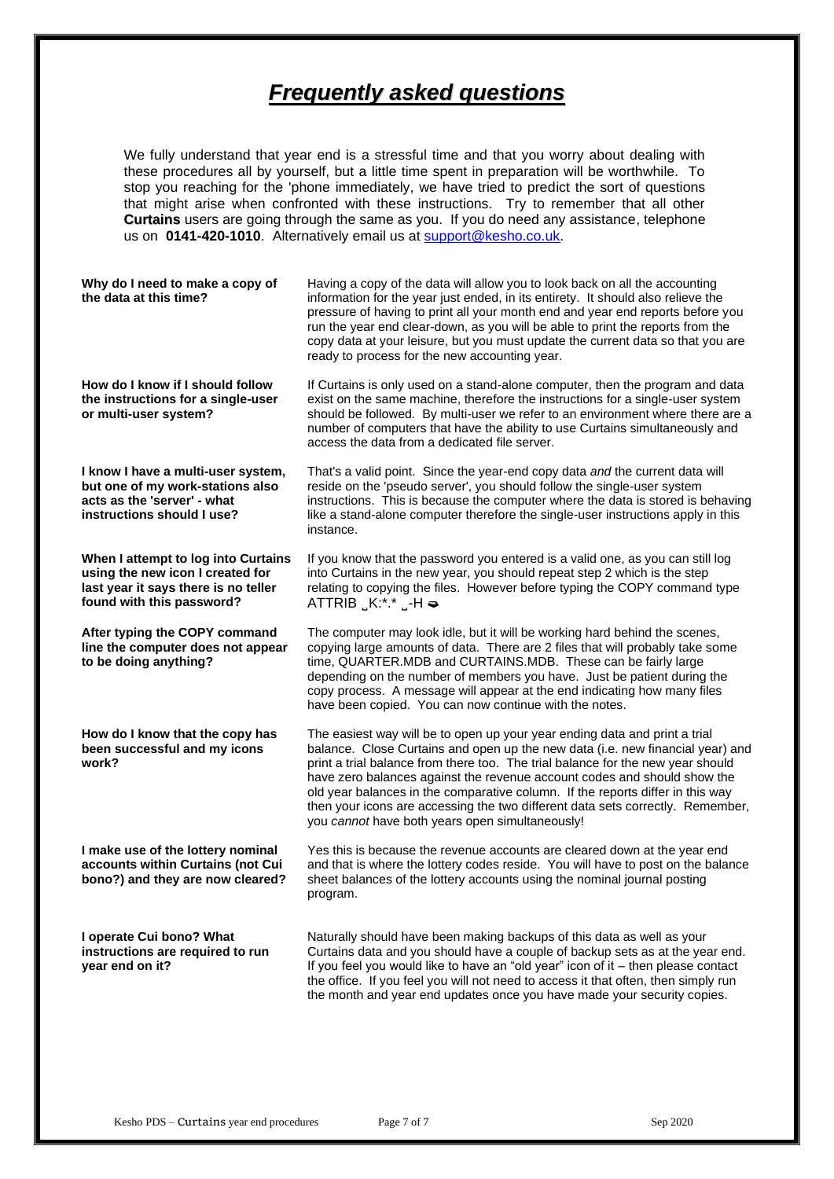# *Frequently asked questions*

We fully understand that year end is a stressful time and that you worry about dealing with these procedures all by yourself, but a little time spent in preparation will be worthwhile. To stop you reaching for the 'phone immediately, we have tried to predict the sort of questions that might arise when confronted with these instructions. Try to remember that all other **Curtains** users are going through the same as you. If you do need any assistance, telephone us on **0141-420-1010**. Alternatively email us at support@kesho.co.uk.

| | |
|---|---|
| **Why do I need to make a copy of the data at this time?** | Having a copy of the data will allow you to look back on all the accounting information for the year just ended, in its entirety. It should also relieve the pressure of having to print all your month end and year end reports before you run the year end clear-down, as you will be able to print the reports from the copy data at your leisure, but you must update the current data so that you are ready to process for the new accounting year. |
| **How do I know if I should follow the instructions for a single-user or multi-user system?** | If Curtains is only used on a stand-alone computer, then the program and data exist on the same machine, therefore the instructions for a single-user system should be followed. By multi-user we refer to an environment where there are a number of computers that have the ability to use Curtains simultaneously and access the data from a dedicated file server. |
| **I know I have a multi-user system, but one of my work-stations also acts as the 'server' - what instructions should I use?** | That's a valid point. Since the year-end copy data *and* the current data will reside on the 'pseudo server', you should follow the single-user system instructions. This is because the computer where the data is stored is behaving like a stand-alone computer therefore the single-user instructions apply in this instance. |
| **When I attempt to log into Curtains using the new icon I created for last year it says there is no teller found with this password?** | If you know that the password you entered is a valid one, as you can still log into Curtains in the new year, you should repeat step 2 which is the step relating to copying the files. However before typing the COPY command type ATTRIB ˽K:*.* ˽-H ➭ |
| **After typing the COPY command line the computer does not appear to be doing anything?** | The computer may look idle, but it will be working hard behind the scenes, copying large amounts of data. There are 2 files that will probably take some time, QUARTER.MDB and CURTAINS.MDB. These can be fairly large depending on the number of members you have. Just be patient during the copy process. A message will appear at the end indicating how many files have been copied. You can now continue with the notes. |
| **How do I know that the copy has been successful and my icons work?** | The easiest way will be to open up your year ending data and print a trial balance. Close Curtains and open up the new data (i.e. new financial year) and print a trial balance from there too. The trial balance for the new year should have zero balances against the revenue account codes and should show the old year balances in the comparative column. If the reports differ in this way then your icons are accessing the two different data sets correctly. Remember, you *cannot* have both years open simultaneously! |
| **I make use of the lottery nominal accounts within Curtains (not Cui bono?) and they are now cleared?** | Yes this is because the revenue accounts are cleared down at the year end and that is where the lottery codes reside. You will have to post on the balance sheet balances of the lottery accounts using the nominal journal posting program. |
| **I operate Cui bono? What instructions are required to run year end on it?** | Naturally should have been making backups of this data as well as your Curtains data and you should have a couple of backup sets as at the year end. If you feel you would like to have an "old year" icon of it – then please contact the office. If you feel you will not need to access it that often, then simply run the month and year end updates once you have made your security copies. |